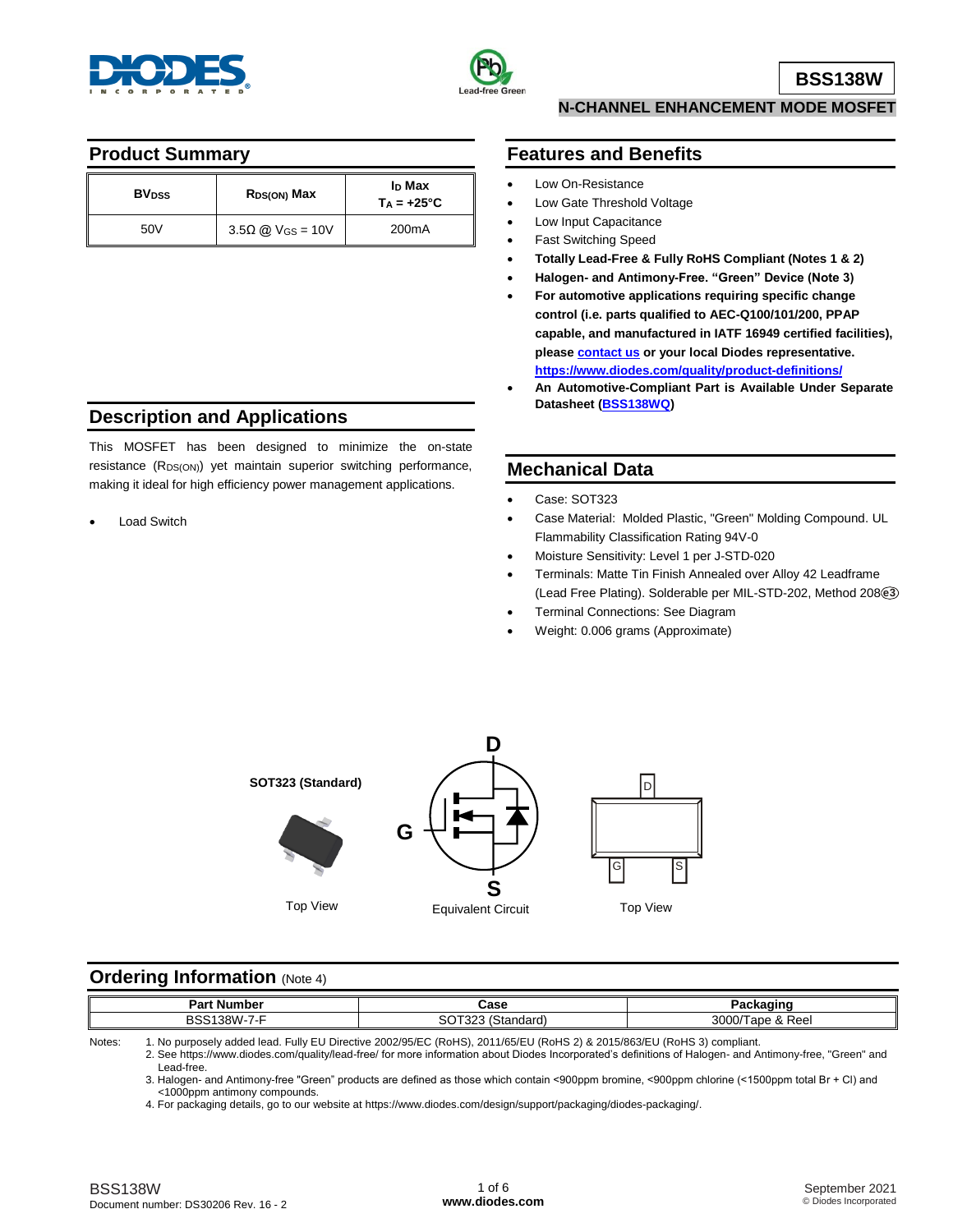# BSS138W

**N-CHANNEL ENHANCEMENT MODE MOSFET**

## Product Summary

| $BV_{DSS}$ | $R_{DS(ON)}$ Max | $I_D$ Max $T_A = +25°C$ |
|---|---|---|
| 50V | 3.5Ω @ $V_{GS}$ = 10V | 200mA |

## Description and Applications

This MOSFET has been designed to minimize the on-state resistance ($R_{DS(ON)}$) yet maintain superior switching performance, making it ideal for high efficiency power management applications.

- Load Switch

## Features and Benefits

- Low On-Resistance
- Low Gate Threshold Voltage
- Low Input Capacitance
- Fast Switching Speed
- **Totally Lead-Free & Fully RoHS Compliant (Notes 1 & 2)**
- **Halogen- and Antimony-Free. "Green" Device (Note 3)**
- **For automotive applications requiring specific change control (i.e. parts qualified to AEC-Q100/101/200, PPAP capable, and manufactured in IATF 16949 certified facilities), please contact us or your local Diodes representative. https://www.diodes.com/quality/product-definitions/**
- **An Automotive-Compliant Part is Available Under Separate Datasheet (BSS138WQ)**

## Mechanical Data

- Case: SOT323
- Case Material: Molded Plastic, "Green" Molding Compound. UL Flammability Classification Rating 94V-0
- Moisture Sensitivity: Level 1 per J-STD-020
- Terminals: Matte Tin Finish Annealed over Alloy 42 Leadframe (Lead Free Plating). Solderable per MIL-STD-202, Method 208 (e3)
- Terminal Connections: See Diagram
- Weight: 0.006 grams (Approximate)

**SOT323 (Standard)**

Top View

D

G

S

Equivalent Circuit

D

G S

Top View

## Ordering Information (Note 4)

| Part Number | Case | Packaging |
|---|---|---|
| BSS138W-7-F | SOT323 (Standard) | 3000/Tape & Reel |

Notes:
1. No purposely added lead. Fully EU Directive 2002/95/EC (RoHS), 2011/65/EU (RoHS 2) & 2015/863/EU (RoHS 3) compliant.
2. See https://www.diodes.com/quality/lead-free/ for more information about Diodes Incorporated's definitions of Halogen- and Antimony-free, "Green" and Lead-free.
3. Halogen- and Antimony-free "Green" products are defined as those which contain <900ppm bromine, <900ppm chlorine (<1500ppm total Br + Cl) and <1000ppm antimony compounds.
4. For packaging details, go to our website at https://www.diodes.com/design/support/packaging/diodes-packaging/.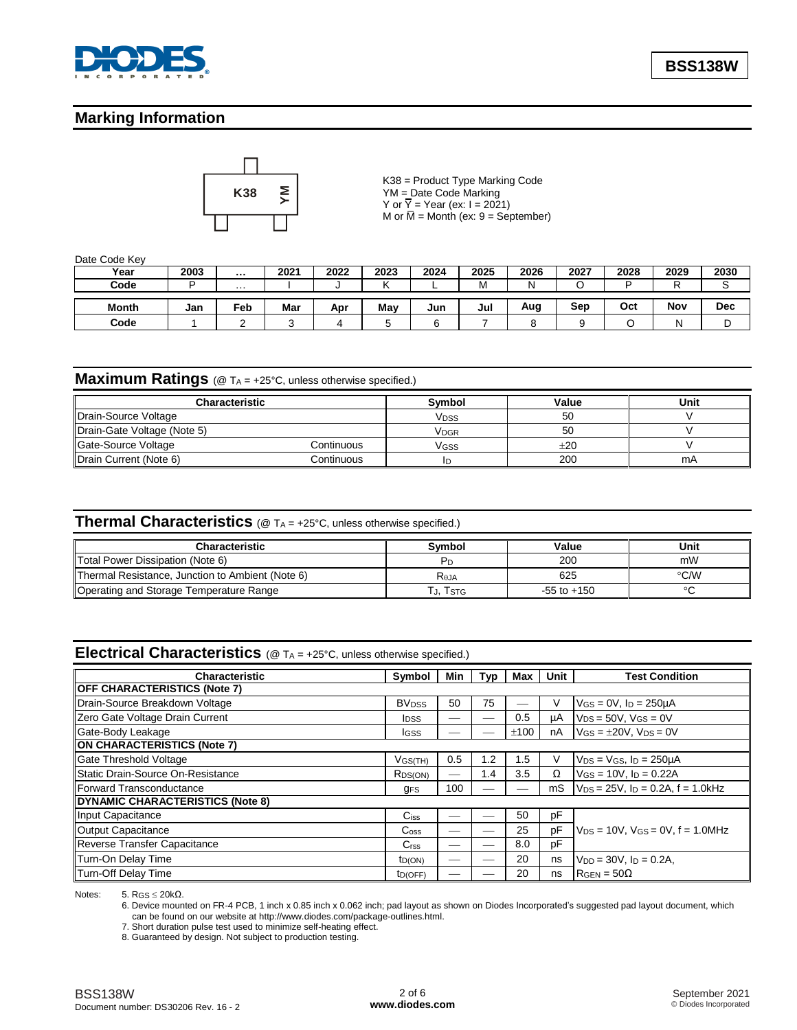## Marking Information

K38

YM

K38 = Product Type Marking Code
YM = Date Code Marking
Y or $\overline{Y}$ = Year (ex: I = 2021)
M or $\overline{M}$ = Month (ex: 9 = September)

Date Code Key

| Year | 2003 | … | 2021 | 2022 | 2023 | 2024 | 2025 | 2026 | 2027 | 2028 | 2029 | 2030 |
|---|---|---|---|---|---|---|---|---|---|---|---|---|
| Code | P | … | I | J | K | L | M | N | O | P | R | S |

| Month | Jan | Feb | Mar | Apr | May | Jun | Jul | Aug | Sep | Oct | Nov | Dec |
|---|---|---|---|---|---|---|---|---|---|---|---|---|
| Code | 1 | 2 | 3 | 4 | 5 | 6 | 7 | 8 | 9 | O | N | D |

## Maximum Ratings (@ $T_A$ = +25°C, unless otherwise specified.)

| Characteristic | | Symbol | Value | Unit |
|---|---|---|---|---|
| Drain-Source Voltage | | $V_{DSS}$ | 50 | V |
| Drain-Gate Voltage (Note 5) | | $V_{DGR}$ | 50 | V |
| Gate-Source Voltage | Continuous | $V_{GSS}$ | ±20 | V |
| Drain Current (Note 6) | Continuous | $I_D$ | 200 | mA |

## Thermal Characteristics (@ $T_A$ = +25°C, unless otherwise specified.)

| Characteristic | Symbol | Value | Unit |
|---|---|---|---|
| Total Power Dissipation (Note 6) | $P_D$ | 200 | mW |
| Thermal Resistance, Junction to Ambient (Note 6) | $R_{\theta JA}$ | 625 | °C/W |
| Operating and Storage Temperature Range | $T_J$, $T_{STG}$ | -55 to +150 | °C |

## Electrical Characteristics (@ $T_A$ = +25°C, unless otherwise specified.)

| Characteristic | Symbol | Min | Typ | Max | Unit | Test Condition |
|---|---|---|---|---|---|---|
| **OFF CHARACTERISTICS (Note 7)** | | | | | | |
| Drain-Source Breakdown Voltage | $BV_{DSS}$ | 50 | 75 | — | V | $V_{GS}$ = 0V, $I_D$ = 250µA |
| Zero Gate Voltage Drain Current | $I_{DSS}$ | — | — | 0.5 | µA | $V_{DS}$ = 50V, $V_{GS}$ = 0V |
| Gate-Body Leakage | $I_{GSS}$ | — | — | ±100 | nA | $V_{GS}$ = ±20V, $V_{DS}$ = 0V |
| **ON CHARACTERISTICS (Note 7)** | | | | | | |
| Gate Threshold Voltage | $V_{GS(TH)}$ | 0.5 | 1.2 | 1.5 | V | $V_{DS}$ = $V_{GS}$, $I_D$ = 250µA |
| Static Drain-Source On-Resistance | $R_{DS(ON)}$ | — | 1.4 | 3.5 | Ω | $V_{GS}$ = 10V, $I_D$ = 0.22A |
| Forward Transconductance | $g_{FS}$ | 100 | — | — | mS | $V_{DS}$ = 25V, $I_D$ = 0.2A, f = 1.0kHz |
| **DYNAMIC CHARACTERISTICS (Note 8)** | | | | | | |
| Input Capacitance | $C_{iss}$ | — | — | 50 | pF | $V_{DS}$ = 10V, $V_{GS}$ = 0V, f = 1.0MHz |
| Output Capacitance | $C_{oss}$ | — | — | 25 | pF | |
| Reverse Transfer Capacitance | $C_{rss}$ | — | — | 8.0 | pF | |
| Turn-On Delay Time | $t_{D(ON)}$ | — | — | 20 | ns | $V_{DD}$ = 30V, $I_D$ = 0.2A, $R_{GEN}$ = 50Ω |
| Turn-Off Delay Time | $t_{D(OFF)}$ | — | — | 20 | ns | |

Notes:
5. $R_{GS} \leq 20k\Omega$.
6. Device mounted on FR-4 PCB, 1 inch x 0.85 inch x 0.062 inch; pad layout as shown on Diodes Incorporated's suggested pad layout document, which can be found on our website at http://www.diodes.com/package-outlines.html.
7. Short duration pulse test used to minimize self-heating effect.
8. Guaranteed by design. Not subject to production testing.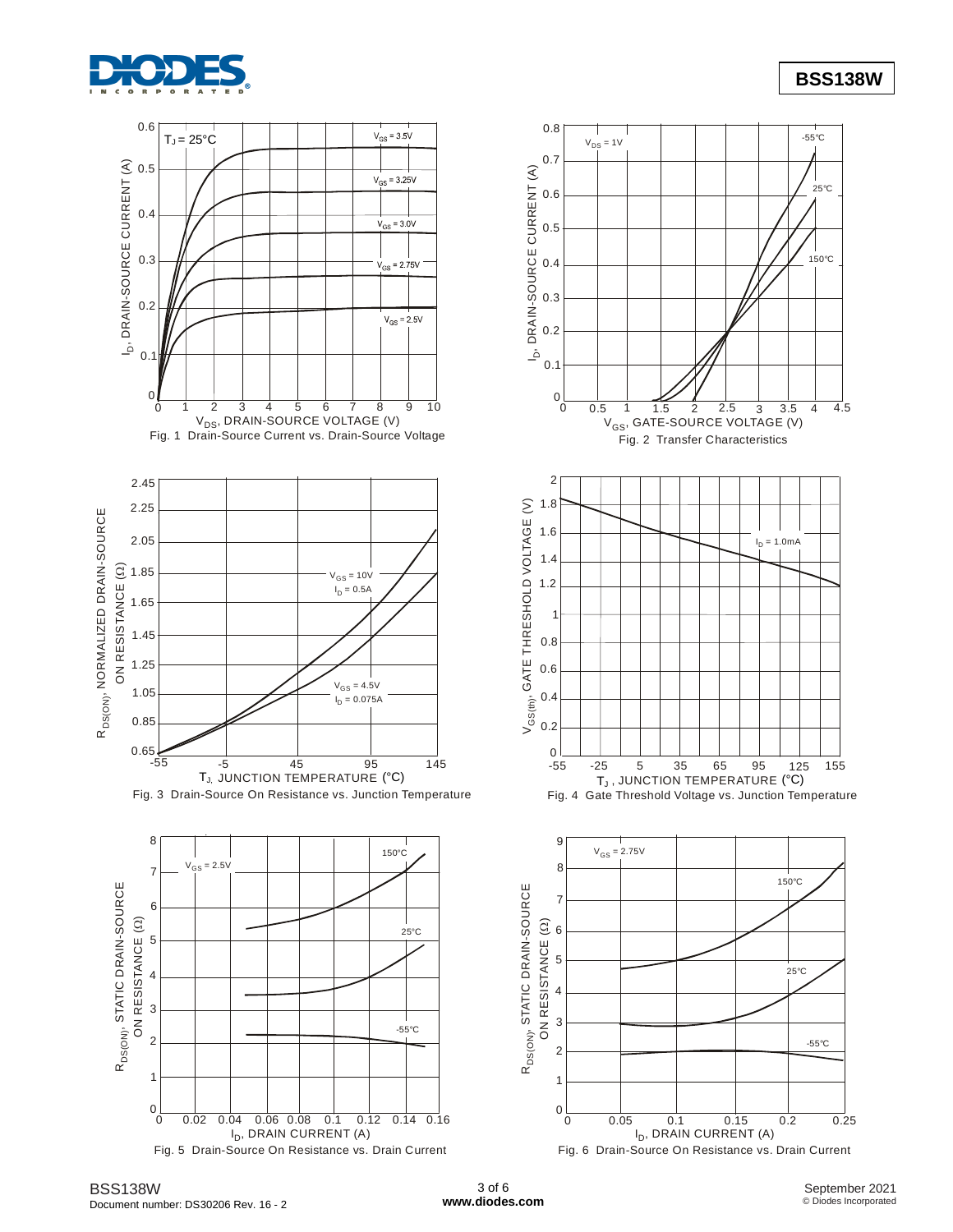$T_J = 25°C$

$V_{GS} = 3.5V$

$V_{GS} = 3.25V$

$V_{GS} = 3.0V$

$V_{GS} = 2.75V$

$V_{GS} = 2.5V$

0.6
0.5
0.4
0.3
0.2
0.1
0

0 1 2 3 4 5 6 7 8 9 10

$I_D$, DRAIN-SOURCE CURRENT (A)

$V_{DS}$, DRAIN-SOURCE VOLTAGE (V)

Fig. 1 Drain-Source Current vs. Drain-Source Voltage

$V_{DS} = 1V$

-55°C

25°C

150°C

0.8
0.7
0.6
0.5
0.4
0.3
0.2
0.1
0

0 0.5 1 1.5 2 2.5 3 3.5 4 4.5

$I_D$, DRAIN-SOURCE CURRENT (A)

$V_{GS}$, GATE-SOURCE VOLTAGE (V)

Fig. 2 Transfer Characteristics

$V_{GS} = 10V$
$I_D = 0.5A$

$V_{GS} = 4.5V$
$I_D = 0.075A$

2.45
2.25
2.05
1.85
1.65
1.45
1.25
1.05
0.85
0.65

-55 -5 45 95 145

$R_{DS(ON)}$, NORMALIZED DRAIN-SOURCE ON RESISTANCE (Ω)

$T_J$, JUNCTION TEMPERATURE (°C)

Fig. 3 Drain-Source On Resistance vs. Junction Temperature

$I_D = 1.0mA$

2
1.8
1.6
1.4
1.2
1
0.8
0.6
0.4
0.2
0

-55 -25 5 35 65 95 125 155

$V_{GS(th)}$, GATE THRESHOLD VOLTAGE (V)

$T_J$, JUNCTION TEMPERATURE (°C)

Fig. 4 Gate Threshold Voltage vs. Junction Temperature

$V_{GS} = 2.5V$

150°C

25°C

-55°C

8
7
6
5
4
3
2
1
0

0 0.02 0.04 0.06 0.08 0.1 0.12 0.14 0.16

$R_{DS(ON)}$, STATIC DRAIN-SOURCE ON RESISTANCE (Ω)

$I_D$, DRAIN CURRENT (A)

Fig. 5 Drain-Source On Resistance vs. Drain Current

$V_{GS} = 2.75V$

150°C

25°C

-55°C

9
8
7
6
5
4
3
2
1
0

0 0.05 0.1 0.15 0.2 0.25

$R_{DS(ON)}$, STATIC DRAIN-SOURCE ON RESISTANCE (Ω)

$I_D$, DRAIN CURRENT (A)

Fig. 6 Drain-Source On Resistance vs. Drain Current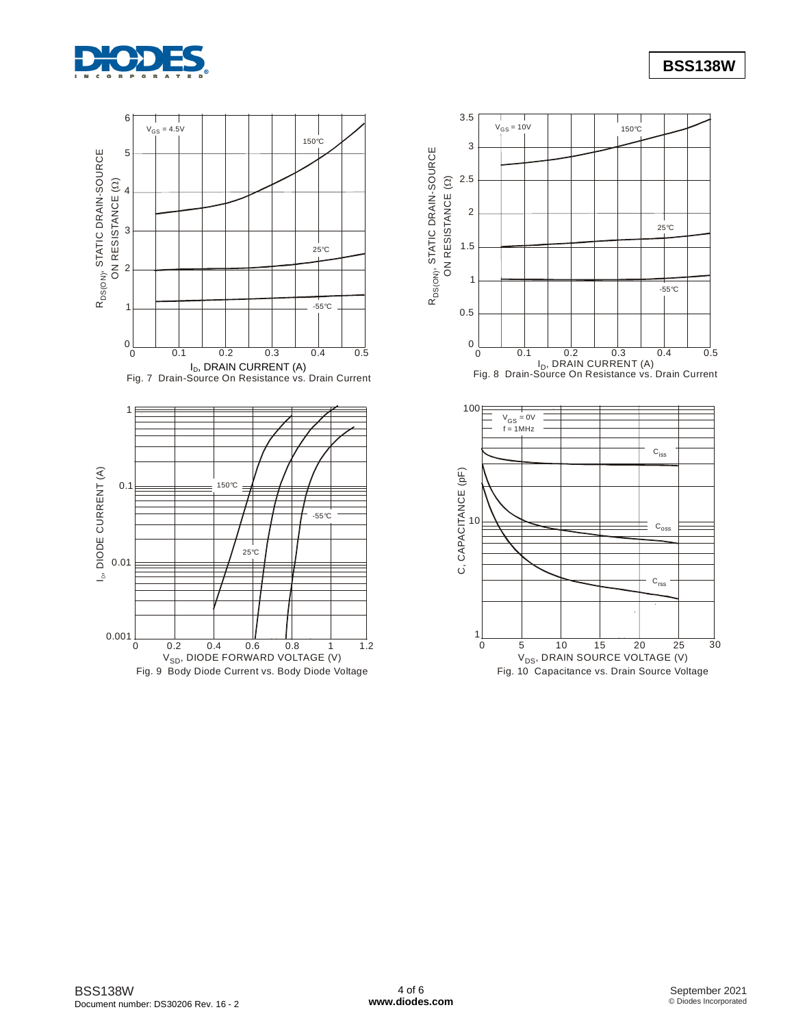$V_{GS}$ = 4.5V

150°C

25°C

-55°C

$R_{DS(ON)}$, STATIC DRAIN-SOURCE ON RESISTANCE (Ω)

$I_D$, DRAIN CURRENT (A)

Fig. 7 Drain-Source On Resistance vs. Drain Current

$V_{GS}$ = 10V

150°C

25°C

-55°C

$R_{DS(ON)}$, STATIC DRAIN-SOURCE ON RESISTANCE (Ω)

$I_D$, DRAIN CURRENT (A)

Fig. 8 Drain-Source On Resistance vs. Drain Current

150°C

25°C

-55°C

$I_D$, DIODE CURRENT (A)

$V_{SD}$, DIODE FORWARD VOLTAGE (V)

Fig. 9 Body Diode Current vs. Body Diode Voltage

$V_{GS}$ = 0V

f = 1MHz

$C_{iss}$

$C_{oss}$

$C_{rss}$

C, CAPACITANCE (pF)

$V_{DS}$, DRAIN SOURCE VOLTAGE (V)

Fig. 10 Capacitance vs. Drain Source Voltage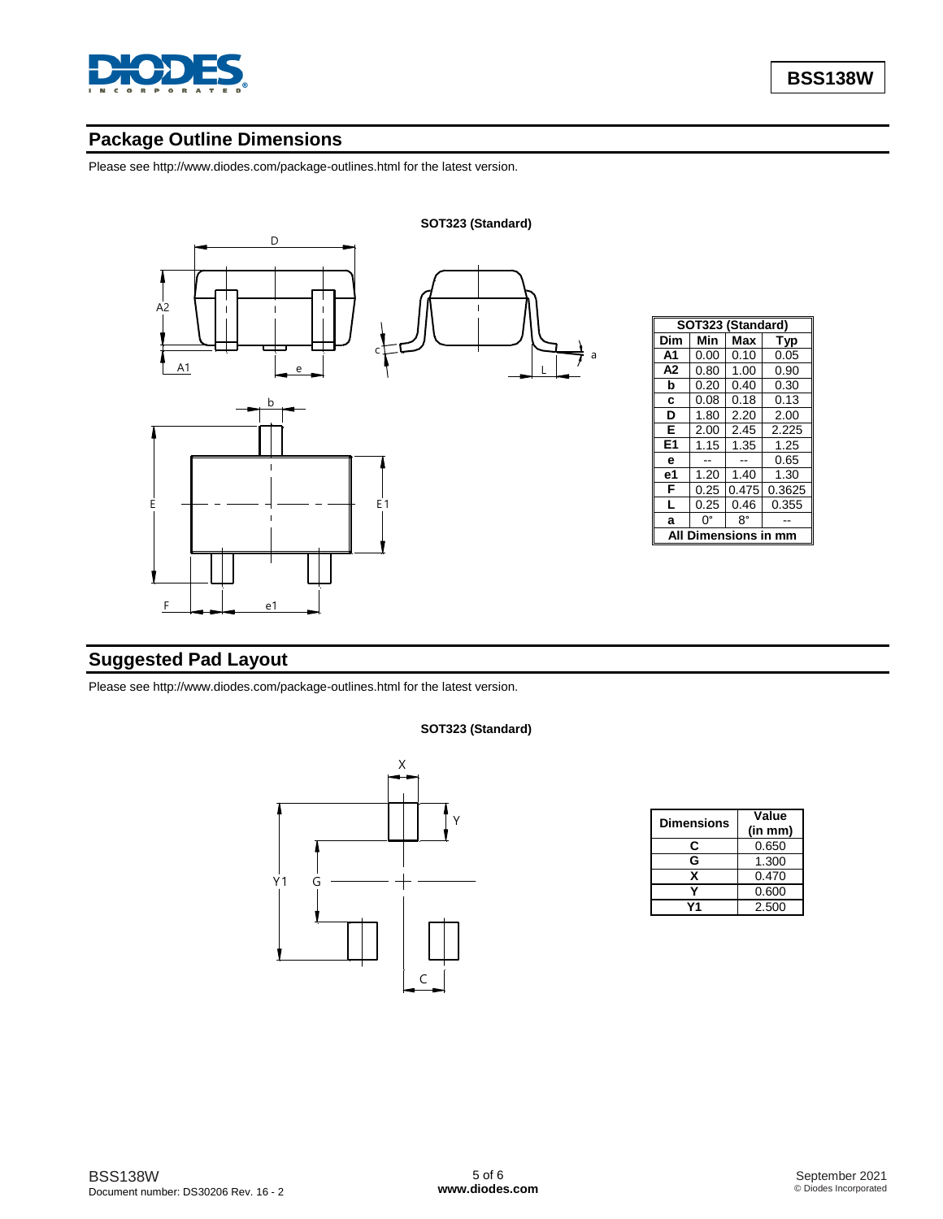## Package Outline Dimensions

Please see http://www.diodes.com/package-outlines.html for the latest version.

**SOT323 (Standard)**

D

A2

A1

e

c

L

a

b

E

E1

F

e1

| SOT323 (Standard) | | | |
|---|---|---|---|
| **Dim** | **Min** | **Max** | **Typ** |
| **A1** | 0.00 | 0.10 | 0.05 |
| **A2** | 0.80 | 1.00 | 0.90 |
| **b** | 0.20 | 0.40 | 0.30 |
| **c** | 0.08 | 0.18 | 0.13 |
| **D** | 1.80 | 2.20 | 2.00 |
| **E** | 2.00 | 2.45 | 2.225 |
| **E1** | 1.15 | 1.35 | 1.25 |
| **e** | -- | -- | 0.65 |
| **e1** | 1.20 | 1.40 | 1.30 |
| **F** | 0.25 | 0.475 | 0.3625 |
| **L** | 0.25 | 0.46 | 0.355 |
| **a** | 0° | 8° | -- |
| **All Dimensions in mm** | | | |

## Suggested Pad Layout

Please see http://www.diodes.com/package-outlines.html for the latest version.

**SOT323 (Standard)**

X

Y

Y1

G

C

| Dimensions | Value (in mm) |
|---|---|
| **C** | 0.650 |
| **G** | 1.300 |
| **X** | 0.470 |
| **Y** | 0.600 |
| **Y1** | 2.500 |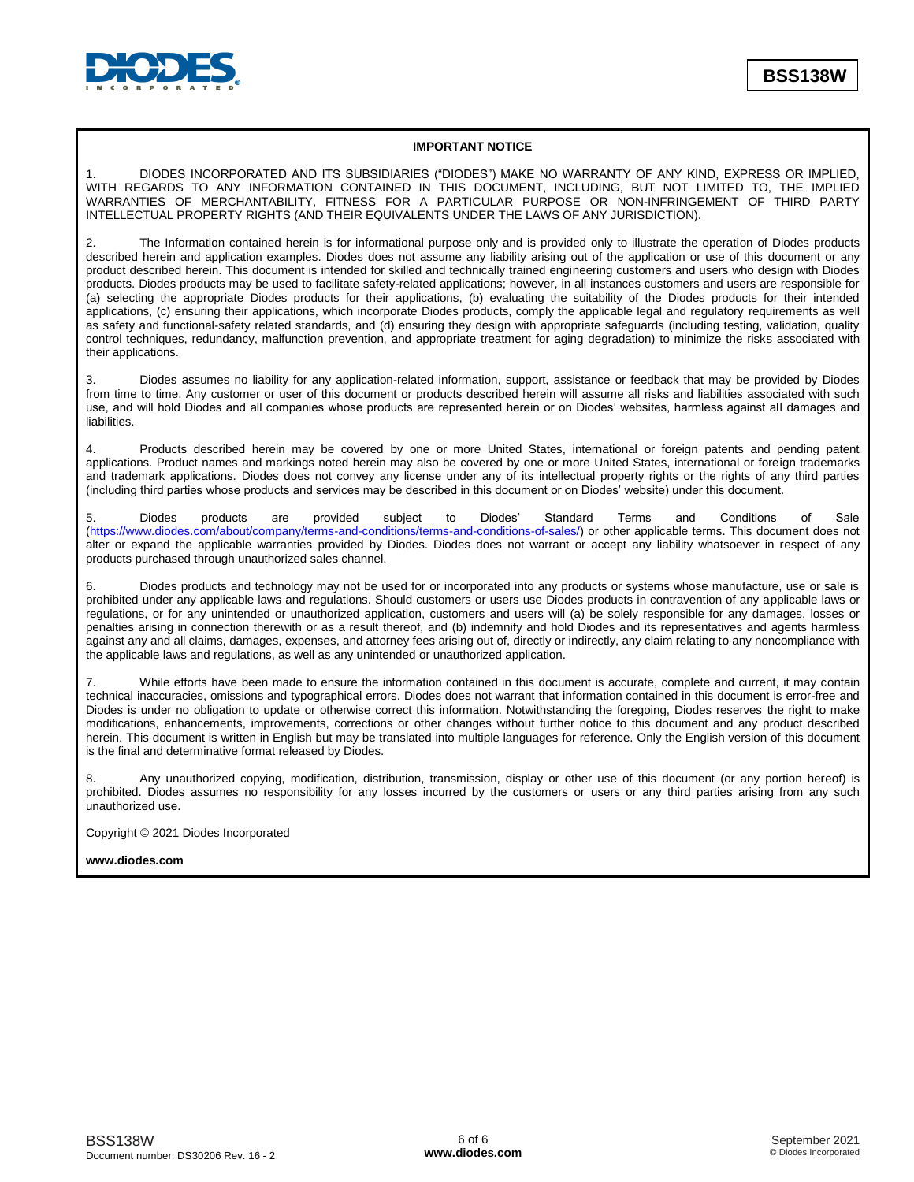## IMPORTANT NOTICE

1. DIODES INCORPORATED AND ITS SUBSIDIARIES ("DIODES") MAKE NO WARRANTY OF ANY KIND, EXPRESS OR IMPLIED, WITH REGARDS TO ANY INFORMATION CONTAINED IN THIS DOCUMENT, INCLUDING, BUT NOT LIMITED TO, THE IMPLIED WARRANTIES OF MERCHANTABILITY, FITNESS FOR A PARTICULAR PURPOSE OR NON-INFRINGEMENT OF THIRD PARTY INTELLECTUAL PROPERTY RIGHTS (AND THEIR EQUIVALENTS UNDER THE LAWS OF ANY JURISDICTION).

2. The Information contained herein is for informational purpose only and is provided only to illustrate the operation of Diodes products described herein and application examples. Diodes does not assume any liability arising out of the application or use of this document or any product described herein. This document is intended for skilled and technically trained engineering customers and users who design with Diodes products. Diodes products may be used to facilitate safety-related applications; however, in all instances customers and users are responsible for (a) selecting the appropriate Diodes products for their applications, (b) evaluating the suitability of the Diodes products for their intended applications, (c) ensuring their applications, which incorporate Diodes products, comply the applicable legal and regulatory requirements as well as safety and functional-safety related standards, and (d) ensuring they design with appropriate safeguards (including testing, validation, quality control techniques, redundancy, malfunction prevention, and appropriate treatment for aging degradation) to minimize the risks associated with their applications.

3. Diodes assumes no liability for any application-related information, support, assistance or feedback that may be provided by Diodes from time to time. Any customer or user of this document or products described herein will assume all risks and liabilities associated with such use, and will hold Diodes and all companies whose products are represented herein or on Diodes' websites, harmless against all damages and liabilities.

4. Products described herein may be covered by one or more United States, international or foreign patents and pending patent applications. Product names and markings noted herein may also be covered by one or more United States, international or foreign trademarks and trademark applications. Diodes does not convey any license under any of its intellectual property rights or the rights of any third parties (including third parties whose products and services may be described in this document or on Diodes' website) under this document.

5. Diodes products are provided subject to Diodes' Standard Terms and Conditions of Sale (https://www.diodes.com/about/company/terms-and-conditions/terms-and-conditions-of-sales/) or other applicable terms. This document does not alter or expand the applicable warranties provided by Diodes. Diodes does not warrant or accept any liability whatsoever in respect of any products purchased through unauthorized sales channel.

6. Diodes products and technology may not be used for or incorporated into any products or systems whose manufacture, use or sale is prohibited under any applicable laws and regulations. Should customers or users use Diodes products in contravention of any applicable laws or regulations, or for any unintended or unauthorized application, customers and users will (a) be solely responsible for any damages, losses or penalties arising in connection therewith or as a result thereof, and (b) indemnify and hold Diodes and its representatives and agents harmless against any and all claims, damages, expenses, and attorney fees arising out of, directly or indirectly, any claim relating to any noncompliance with the applicable laws and regulations, as well as any unintended or unauthorized application.

7. While efforts have been made to ensure the information contained in this document is accurate, complete and current, it may contain technical inaccuracies, omissions and typographical errors. Diodes does not warrant that information contained in this document is error-free and Diodes is under no obligation to update or otherwise correct this information. Notwithstanding the foregoing, Diodes reserves the right to make modifications, enhancements, improvements, corrections or other changes without further notice to this document and any product described herein. This document is written in English but may be translated into multiple languages for reference. Only the English version of this document is the final and determinative format released by Diodes.

8. Any unauthorized copying, modification, distribution, transmission, display or other use of this document (or any portion hereof) is prohibited. Diodes assumes no responsibility for any losses incurred by the customers or users or any third parties arising from any such unauthorized use.

Copyright © 2021 Diodes Incorporated

**www.diodes.com**